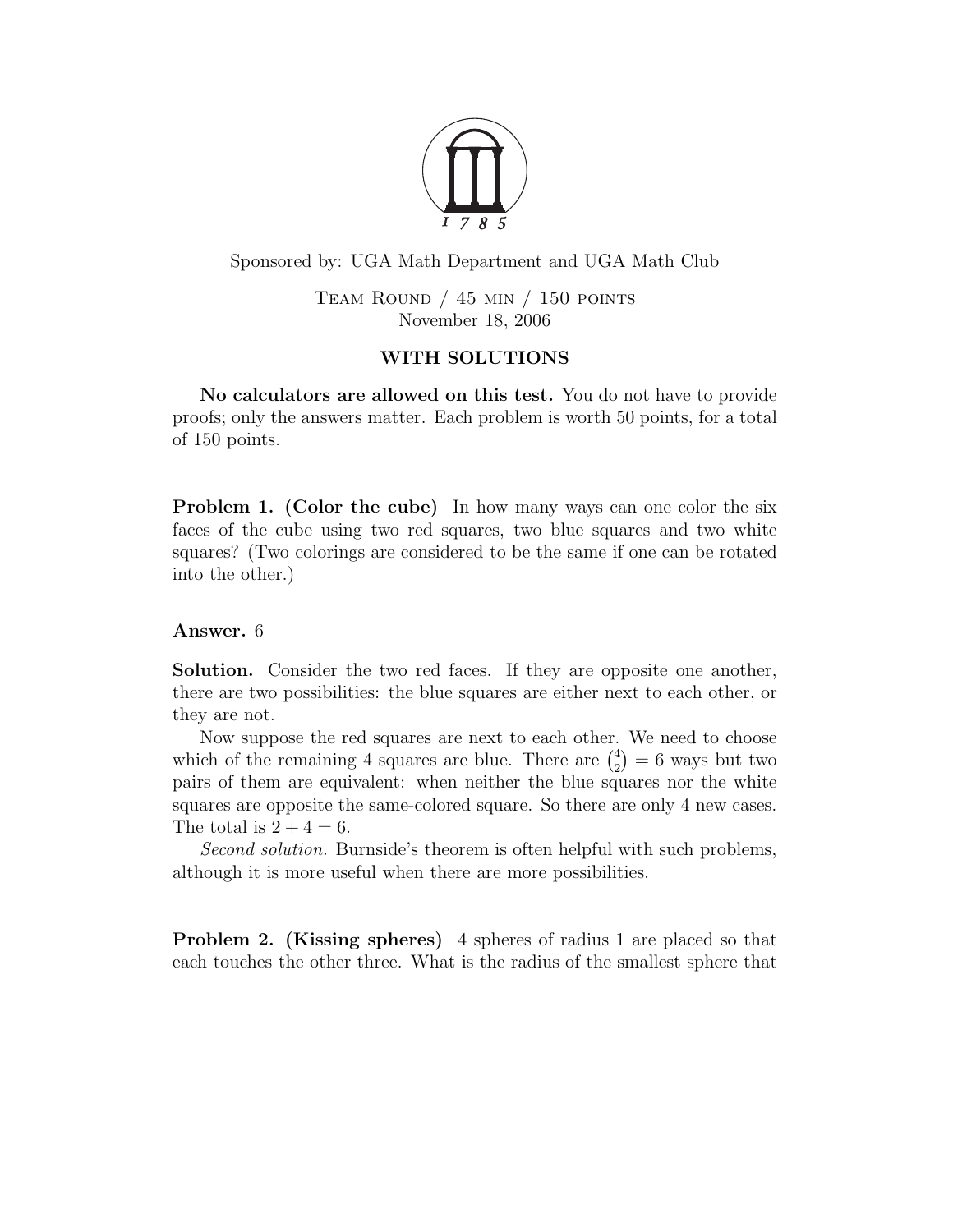Sponsored by: UGA Math Department and UGA Math Club

Team Round / 45 min / 150 points
November 18, 2006

**WITH SOLUTIONS**

**No calculators are allowed on this test.** You do not have to provide proofs; only the answers matter. Each problem is worth 50 points, for a total of 150 points.

**Problem 1. (Color the cube)** In how many ways can one color the six faces of the cube using two red squares, two blue squares and two white squares? (Two colorings are considered to be the same if one can be rotated into the other.)

**Answer.** 6

**Solution.** Consider the two red faces. If they are opposite one another, there are two possibilities: the blue squares are either next to each other, or they are not.

Now suppose the red squares are next to each other. We need to choose which of the remaining 4 squares are blue. There are $\binom{4}{2} = 6$ ways but two pairs of them are equivalent: when neither the blue squares nor the white squares are opposite the same-colored square. So there are only 4 new cases. The total is $2 + 4 = 6$.

*Second solution.* Burnside's theorem is often helpful with such problems, although it is more useful when there are more possibilities.

**Problem 2. (Kissing spheres)** 4 spheres of radius 1 are placed so that each touches the other three. What is the radius of the smallest sphere that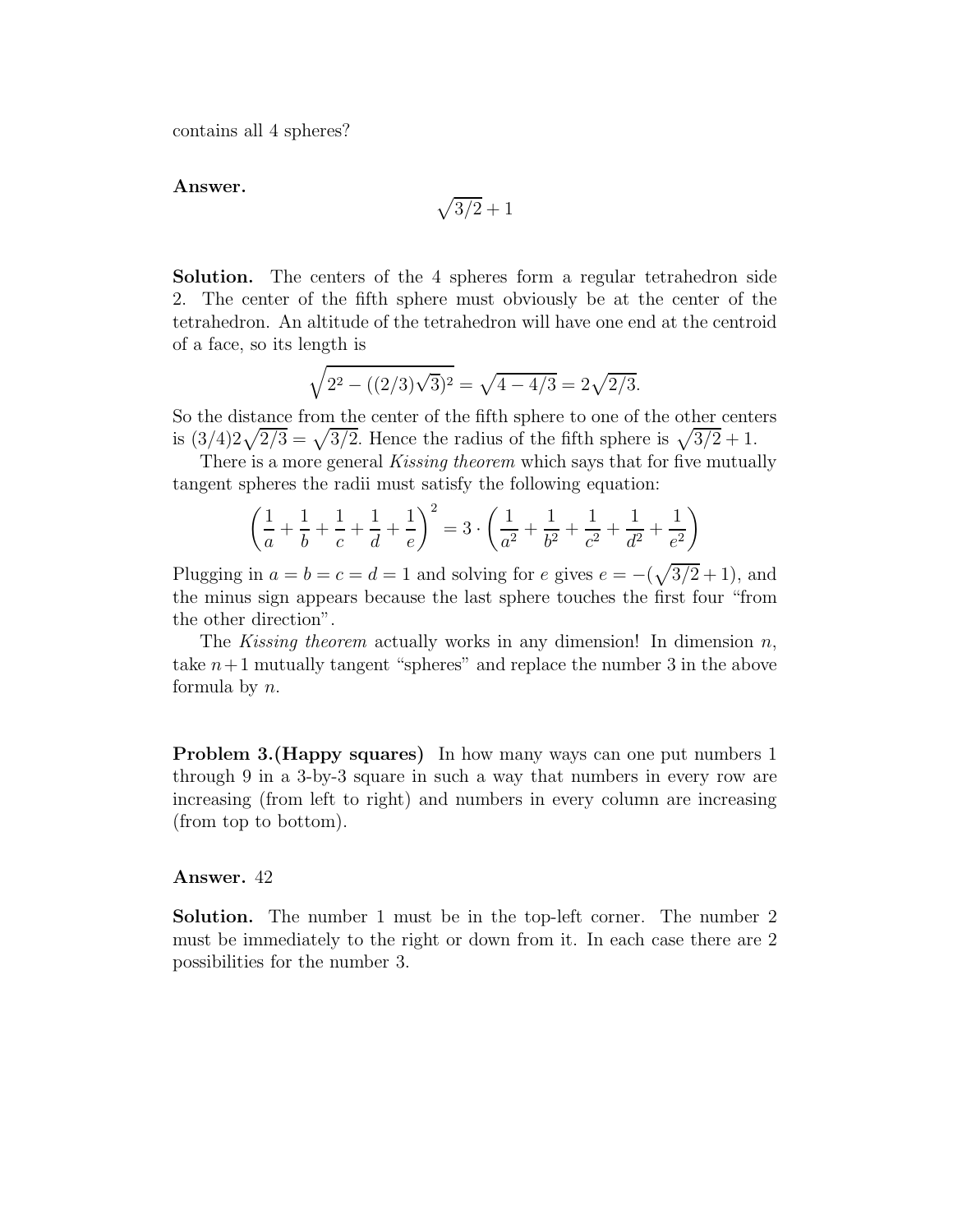contains all 4 spheres?

**Answer.**

$$\sqrt{3/2} + 1$$

**Solution.** The centers of the 4 spheres form a regular tetrahedron side 2. The center of the fifth sphere must obviously be at the center of the tetrahedron. An altitude of the tetrahedron will have one end at the centroid of a face, so its length is

$$\sqrt{2^2 - ((2/3)\sqrt{3})^2} = \sqrt{4 - 4/3} = 2\sqrt{2/3}.$$

So the distance from the center of the fifth sphere to one of the other centers is $(3/4)2\sqrt{2/3} = \sqrt{3/2}$. Hence the radius of the fifth sphere is $\sqrt{3/2} + 1$.

There is a more general *Kissing theorem* which says that for five mutually tangent spheres the radii must satisfy the following equation:

$$\left(\frac{1}{a} + \frac{1}{b} + \frac{1}{c} + \frac{1}{d} + \frac{1}{e}\right)^2 = 3 \cdot \left(\frac{1}{a^2} + \frac{1}{b^2} + \frac{1}{c^2} + \frac{1}{d^2} + \frac{1}{e^2}\right)$$

Plugging in $a = b = c = d = 1$ and solving for $e$ gives $e = -(\sqrt{3/2} + 1)$, and the minus sign appears because the last sphere touches the first four "from the other direction".

The *Kissing theorem* actually works in any dimension! In dimension $n$, take $n+1$ mutually tangent "spheres" and replace the number 3 in the above formula by $n$.

**Problem 3.(Happy squares)** In how many ways can one put numbers 1 through 9 in a 3-by-3 square in such a way that numbers in every row are increasing (from left to right) and numbers in every column are increasing (from top to bottom).

**Answer.** 42

**Solution.** The number 1 must be in the top-left corner. The number 2 must be immediately to the right or down from it. In each case there are 2 possibilities for the number 3.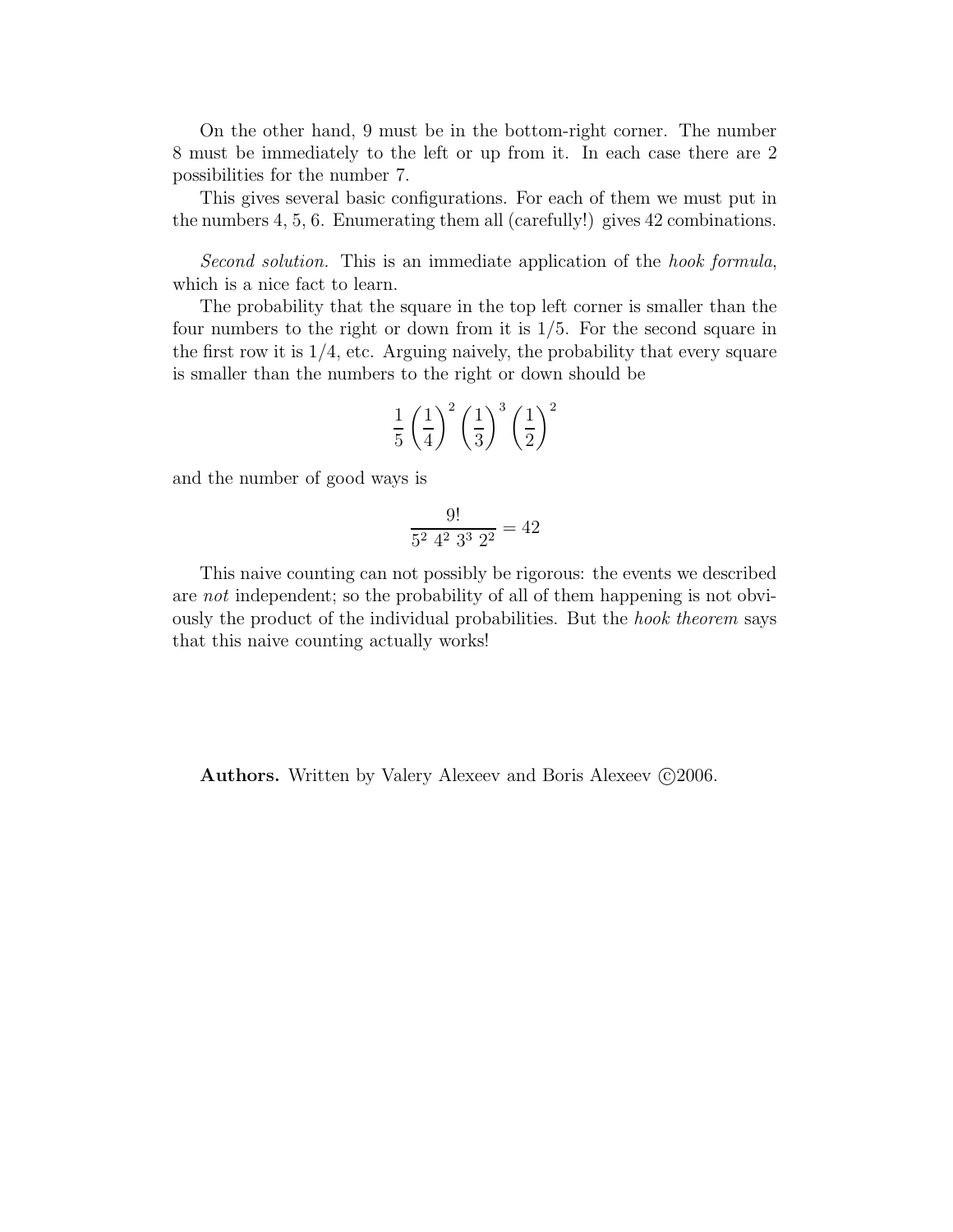On the other hand, 9 must be in the bottom-right corner. The number 8 must be immediately to the left or up from it. In each case there are 2 possibilities for the number 7.

This gives several basic configurations. For each of them we must put in the numbers 4, 5, 6. Enumerating them all (carefully!) gives 42 combinations.

*Second solution.* This is an immediate application of the *hook formula*, which is a nice fact to learn.

The probability that the square in the top left corner is smaller than the four numbers to the right or down from it is 1/5. For the second square in the first row it is 1/4, etc. Arguing naively, the probability that every square is smaller than the numbers to the right or down should be

$$\frac{1}{5}\left(\frac{1}{4}\right)^2\left(\frac{1}{3}\right)^3\left(\frac{1}{2}\right)^2$$

and the number of good ways is

$$\frac{9!}{5^2\ 4^2\ 3^3\ 2^2} = 42$$

This naive counting can not possibly be rigorous: the events we described are *not* independent; so the probability of all of them happening is not obviously the product of the individual probabilities. But the *hook theorem* says that this naive counting actually works!

**Authors.** Written by Valery Alexeev and Boris Alexeev ©2006.